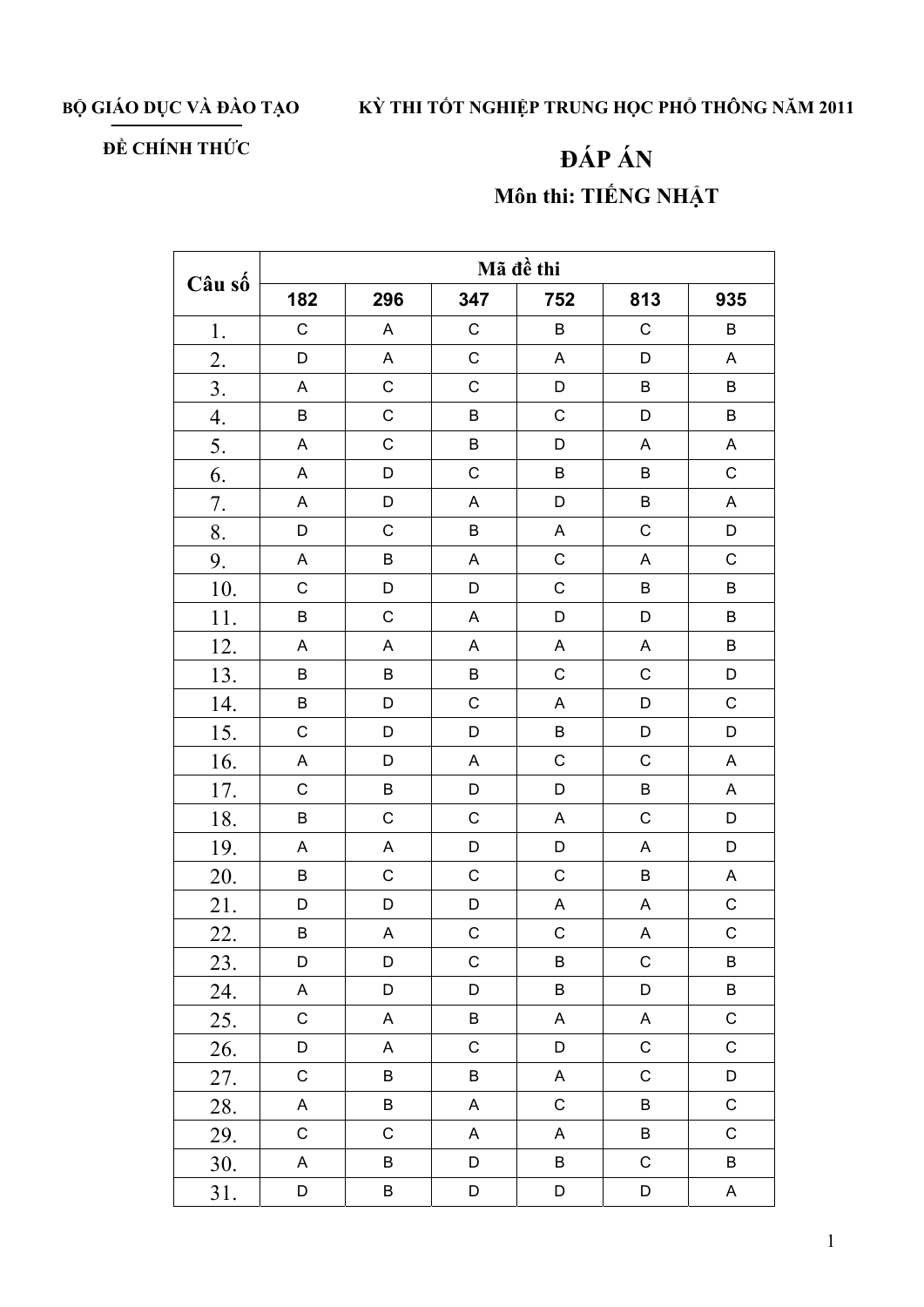**BỘ GIÁO DỤC VÀ ĐÀO TẠO**

**ĐỀ CHÍNH THỨC**

**KỲ THI TỐT NGHIỆP TRUNG HỌC PHỔ THÔNG NĂM 2011**

# ĐÁP ÁN

## Môn thi: TIẾNG NHẬT

| Câu số | Mã đề thi | | | | | |
|---|---|---|---|---|---|---|
| | 182 | 296 | 347 | 752 | 813 | 935 |
| 1. | C | A | C | B | C | B |
| 2. | D | A | C | A | D | A |
| 3. | A | C | C | D | B | B |
| 4. | B | C | B | C | D | B |
| 5. | A | C | B | D | A | A |
| 6. | A | D | C | B | B | C |
| 7. | A | D | A | D | B | A |
| 8. | D | C | B | A | C | D |
| 9. | A | B | A | C | A | C |
| 10. | C | D | D | C | B | B |
| 11. | B | C | A | D | D | B |
| 12. | A | A | A | A | A | B |
| 13. | B | B | B | C | C | D |
| 14. | B | D | C | A | D | C |
| 15. | C | D | D | B | D | D |
| 16. | A | D | A | C | C | A |
| 17. | C | B | D | D | B | A |
| 18. | B | C | C | A | C | D |
| 19. | A | A | D | D | A | D |
| 20. | B | C | C | C | B | A |
| 21. | D | D | D | A | A | C |
| 22. | B | A | C | C | A | C |
| 23. | D | D | C | B | C | B |
| 24. | A | D | D | B | D | B |
| 25. | C | A | B | A | A | C |
| 26. | D | A | C | D | C | C |
| 27. | C | B | B | A | C | D |
| 28. | A | B | A | C | B | C |
| 29. | C | C | A | A | B | C |
| 30. | A | B | D | B | C | B |
| 31. | D | B | D | D | D | A |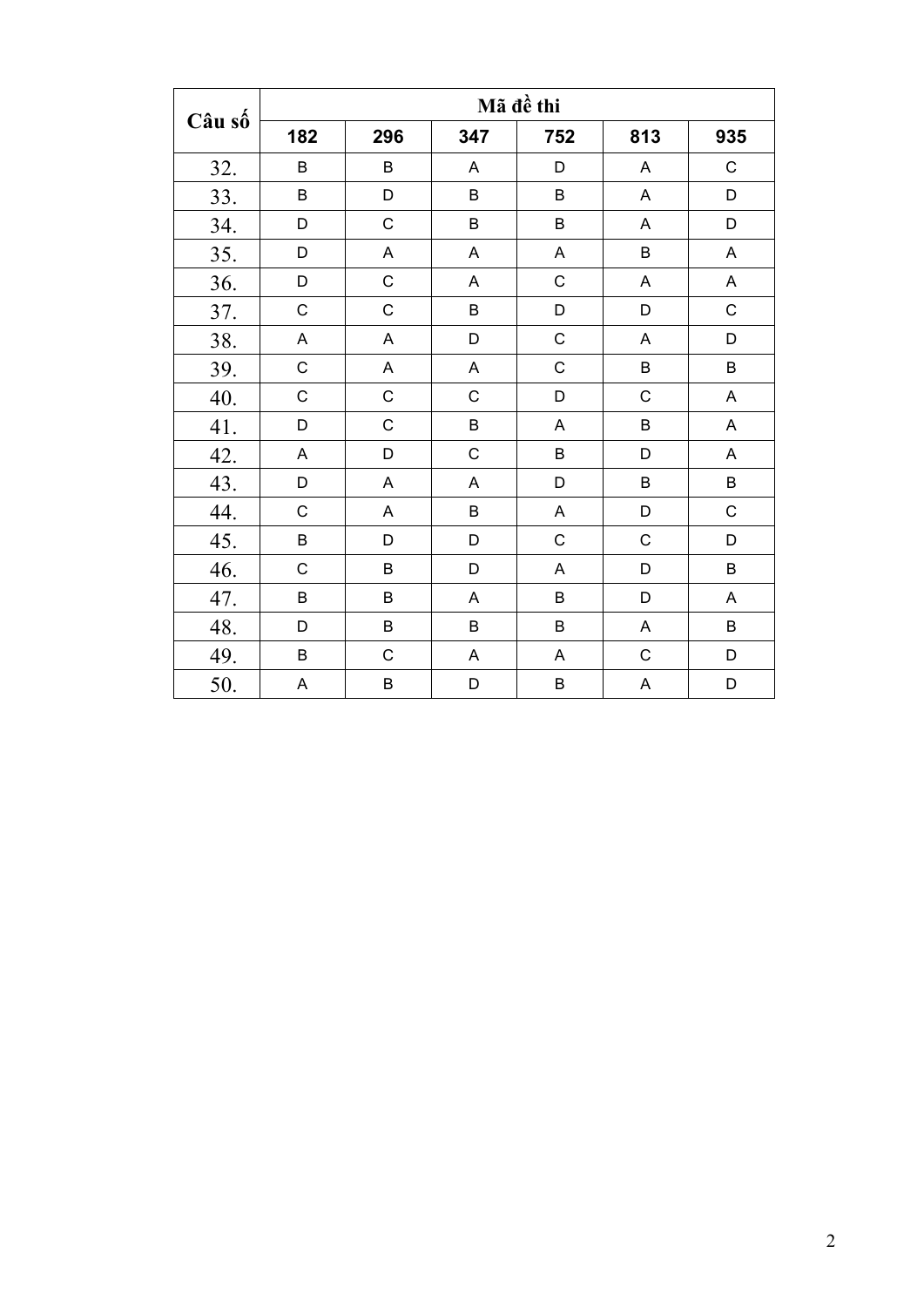| Câu số | Mã đề thi | | | | | |
|---|---|---|---|---|---|---|
| | 182 | 296 | 347 | 752 | 813 | 935 |
| 32. | B | B | A | D | A | C |
| 33. | B | D | B | B | A | D |
| 34. | D | C | B | B | A | D |
| 35. | D | A | A | A | B | A |
| 36. | D | C | A | C | A | A |
| 37. | C | C | B | D | D | C |
| 38. | A | A | D | C | A | D |
| 39. | C | A | A | C | B | B |
| 40. | C | C | C | D | C | A |
| 41. | D | C | B | A | B | A |
| 42. | A | D | C | B | D | A |
| 43. | D | A | A | D | B | B |
| 44. | C | A | B | A | D | C |
| 45. | B | D | D | C | C | D |
| 46. | C | B | D | A | D | B |
| 47. | B | B | A | B | D | A |
| 48. | D | B | B | B | A | B |
| 49. | B | C | A | A | C | D |
| 50. | A | B | D | B | A | D |